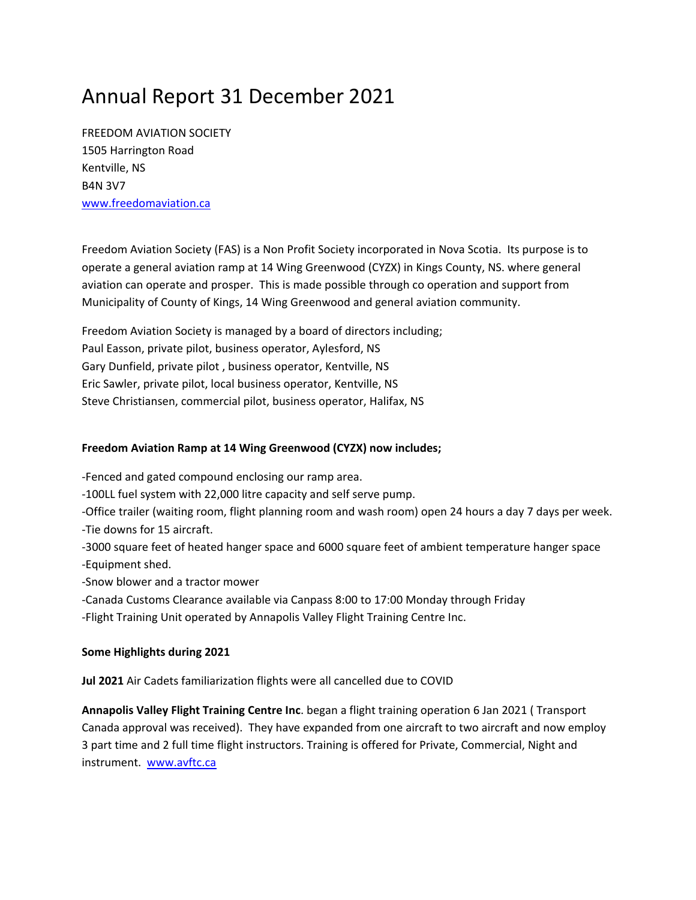# Annual Report 31 December 2021

FREEDOM AVIATION SOCIETY
1505 Harrington Road
Kentville, NS
B4N 3V7
www.freedomaviation.ca

Freedom Aviation Society (FAS) is a Non Profit Society incorporated in Nova Scotia. Its purpose is to operate a general aviation ramp at 14 Wing Greenwood (CYZX) in Kings County, NS. where general aviation can operate and prosper. This is made possible through co operation and support from Municipality of County of Kings, 14 Wing Greenwood and general aviation community.

Freedom Aviation Society is managed by a board of directors including;
Paul Easson, private pilot, business operator, Aylesford, NS
Gary Dunfield, private pilot , business operator, Kentville, NS
Eric Sawler, private pilot, local business operator, Kentville, NS
Steve Christiansen, commercial pilot, business operator, Halifax, NS

**Freedom Aviation Ramp at 14 Wing Greenwood (CYZX) now includes;**

-Fenced and gated compound enclosing our ramp area.
-100LL fuel system with 22,000 litre capacity and self serve pump.
-Office trailer (waiting room, flight planning room and wash room) open 24 hours a day 7 days per week.
-Tie downs for 15 aircraft.
-3000 square feet of heated hanger space and 6000 square feet of ambient temperature hanger space
-Equipment shed.
-Snow blower and a tractor mower
-Canada Customs Clearance available via Canpass 8:00 to 17:00 Monday through Friday
-Flight Training Unit operated by Annapolis Valley Flight Training Centre Inc.

**Some Highlights during 2021**

**Jul 2021** Air Cadets familiarization flights were all cancelled due to COVID

**Annapolis Valley Flight Training Centre Inc**. began a flight training operation 6 Jan 2021 ( Transport Canada approval was received). They have expanded from one aircraft to two aircraft and now employ 3 part time and 2 full time flight instructors. Training is offered for Private, Commercial, Night and instrument. www.avftc.ca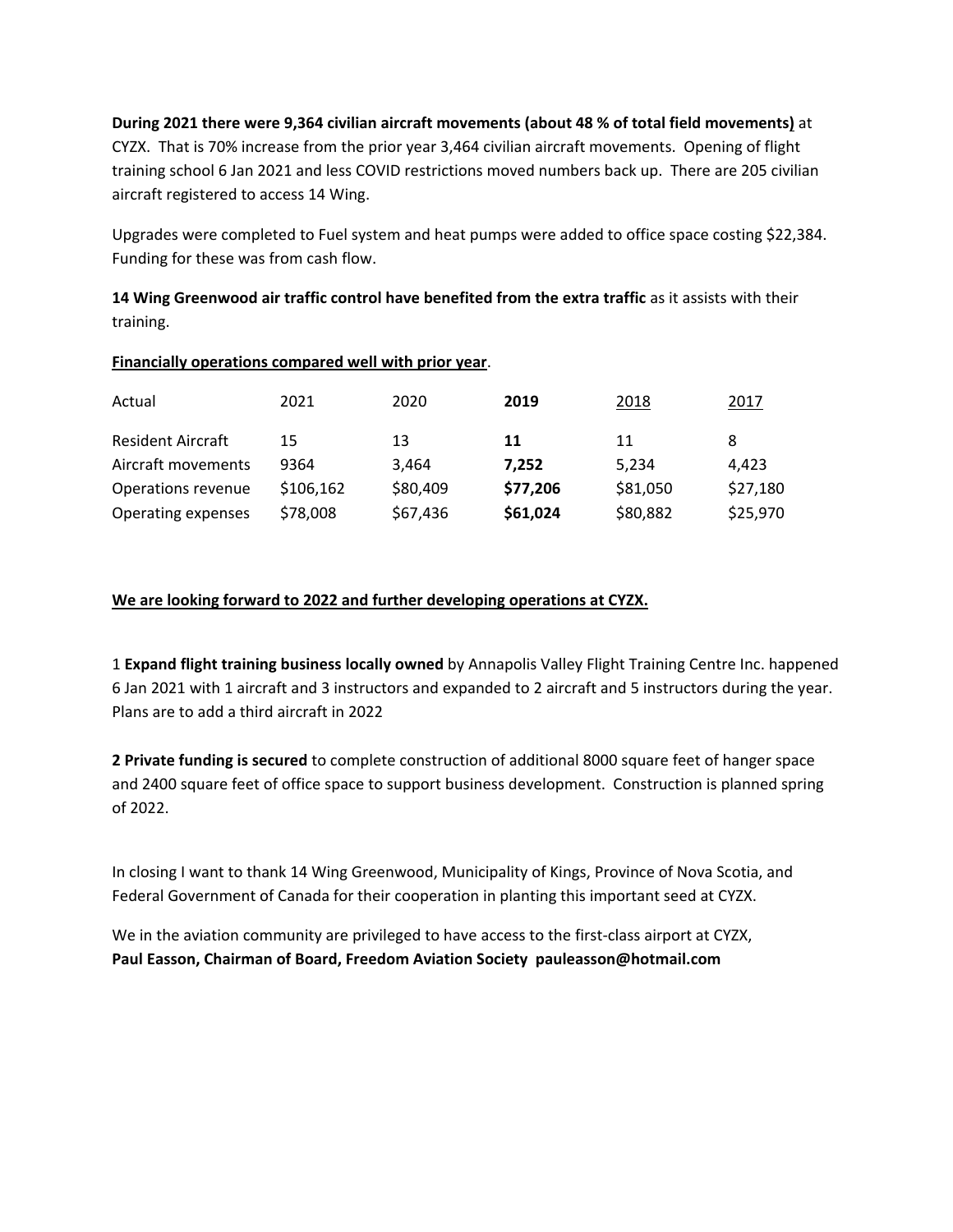**During 2021 there were 9,364 civilian aircraft movements (about 48 % of total field movements)** at CYZX. That is 70% increase from the prior year 3,464 civilian aircraft movements. Opening of flight training school 6 Jan 2021 and less COVID restrictions moved numbers back up. There are 205 civilian aircraft registered to access 14 Wing.

Upgrades were completed to Fuel system and heat pumps were added to office space costing $22,384. Funding for these was from cash flow.

**14 Wing Greenwood air traffic control have benefited from the extra traffic** as it assists with their training.

**Financially operations compared well with prior year**.

| Actual | 2021 | 2020 | **2019** | 2018 | 2017 |
|---|---|---|---|---|---|
| Resident Aircraft | 15 | 13 | **11** | 11 | 8 |
| Aircraft movements | 9364 | 3,464 | **7,252** | 5,234 | 4,423 |
| Operations revenue | $106,162 | $80,409 | **$77,206** | $81,050 | $27,180 |
| Operating expenses | $78,008 | $67,436 | **$61,024** | $80,882 | $25,970 |

**We are looking forward to 2022 and further developing operations at CYZX.**

1 **Expand flight training business locally owned** by Annapolis Valley Flight Training Centre Inc. happened 6 Jan 2021 with 1 aircraft and 3 instructors and expanded to 2 aircraft and 5 instructors during the year. Plans are to add a third aircraft in 2022

**2 Private funding is secured** to complete construction of additional 8000 square feet of hanger space and 2400 square feet of office space to support business development. Construction is planned spring of 2022.

In closing I want to thank 14 Wing Greenwood, Municipality of Kings, Province of Nova Scotia, and Federal Government of Canada for their cooperation in planting this important seed at CYZX.

We in the aviation community are privileged to have access to the first-class airport at CYZX,
**Paul Easson, Chairman of Board, Freedom Aviation Society pauleasson@hotmail.com**